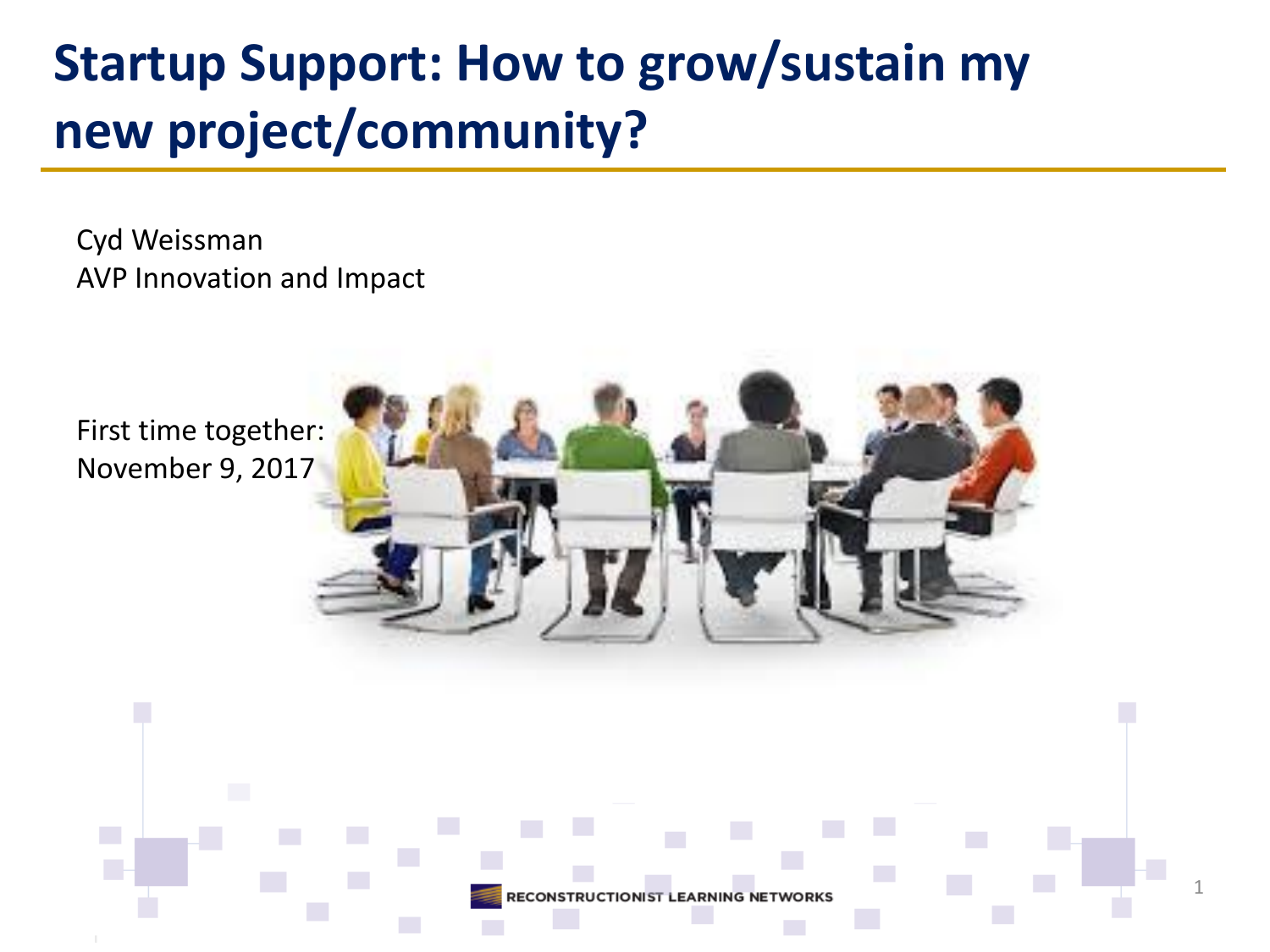# Startup Support: How to grow/sustain my new project/community?

Cyd Weissman
AVP Innovation and Impact

First time together:
November 9, 2017

RECONSTRUCTIONIST LEARNING NETWORKS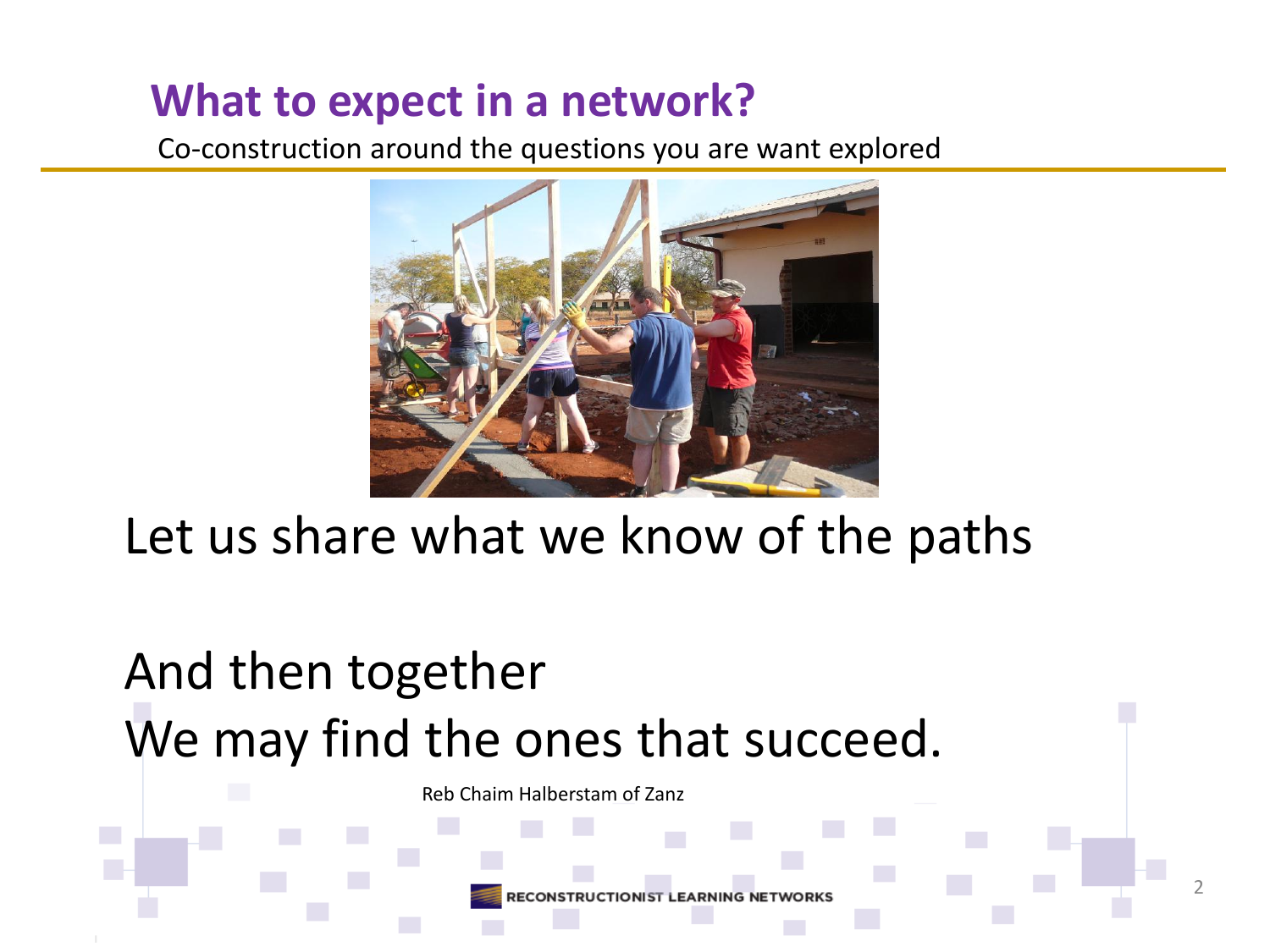# What to expect in a network?

Co-construction around the questions you are want explored

Let us share what we know of the paths

And then together
We may find the ones that succeed.

Reb Chaim Halberstam of Zanz

RECONSTRUCTIONIST LEARNING NETWORKS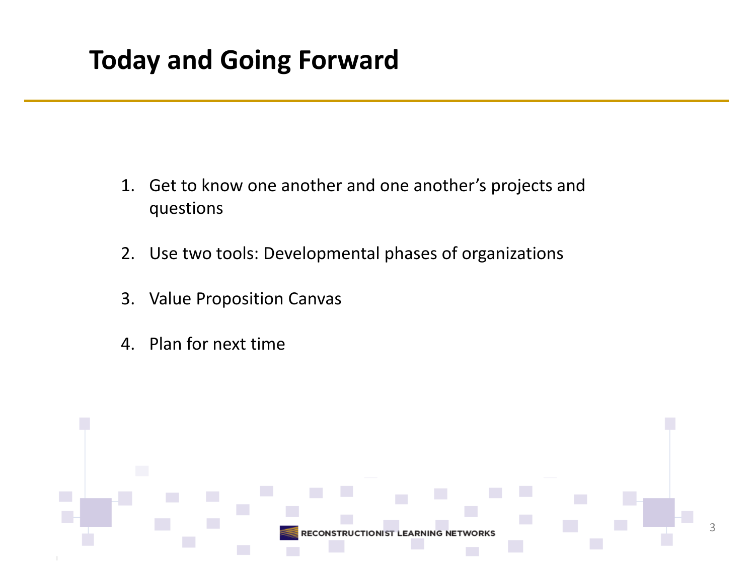# Today and Going Forward

1. Get to know one another and one another's projects and questions
2. Use two tools: Developmental phases of organizations
3. Value Proposition Canvas
4. Plan for next time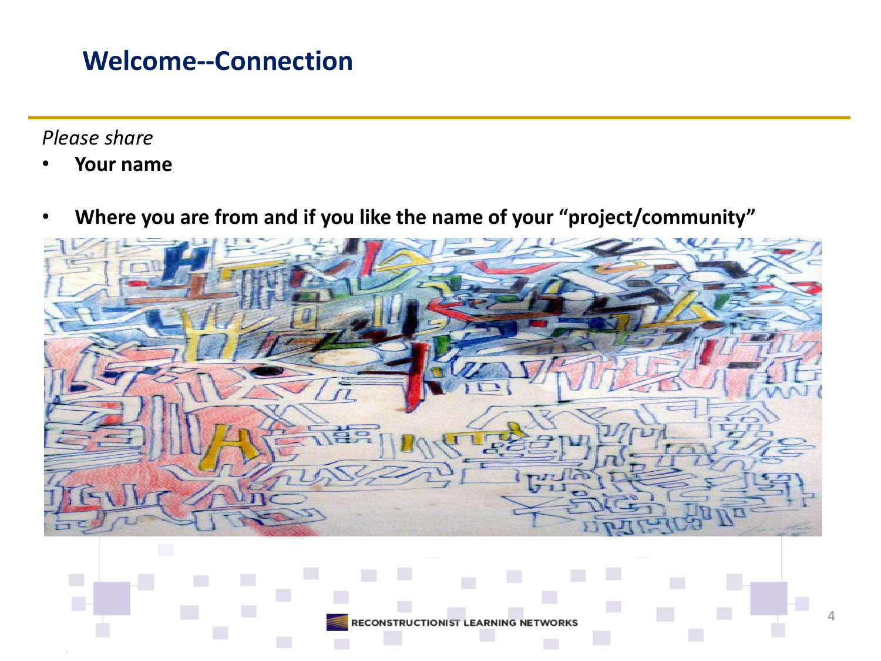## Welcome--Connection

*Please share*

- **Your name**

- **Where you are from and if you like the name of your "project/community"**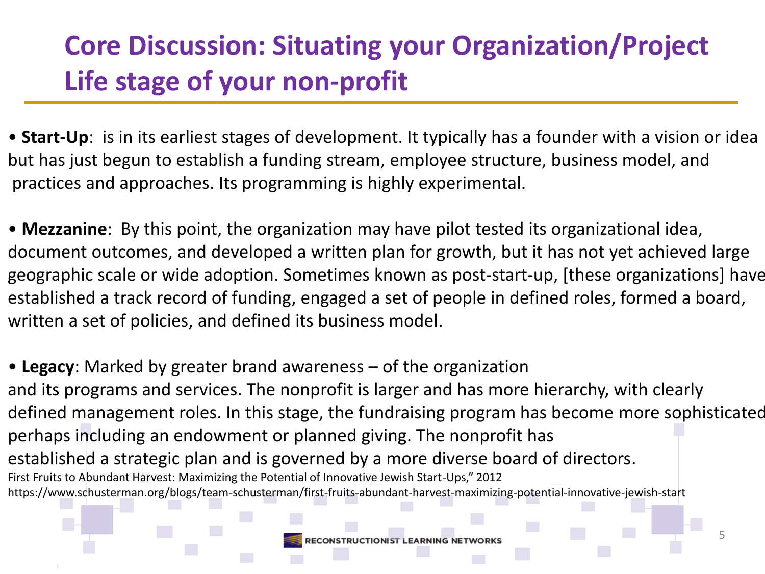# Core Discussion: Situating your Organization/Project
## Life stage of your non-profit

- **Start-Up**: is in its earliest stages of development. It typically has a founder with a vision or idea but has just begun to establish a funding stream, employee structure, business model, and practices and approaches. Its programming is highly experimental.

- **Mezzanine**: By this point, the organization may have pilot tested its organizational idea, document outcomes, and developed a written plan for growth, but it has not yet achieved large geographic scale or wide adoption. Sometimes known as post-start-up, [these organizations] have established a track record of funding, engaged a set of people in defined roles, formed a board, written a set of policies, and defined its business model.

- **Legacy**: Marked by greater brand awareness – of the organization and its programs and services. The nonprofit is larger and has more hierarchy, with clearly defined management roles. In this stage, the fundraising program has become more sophisticated perhaps including an endowment or planned giving. The nonprofit has established a strategic plan and is governed by a more diverse board of directors.

First Fruits to Abundant Harvest: Maximizing the Potential of Innovative Jewish Start-Ups," 2012
https://www.schusterman.org/blogs/team-schusterman/first-fruits-abundant-harvest-maximizing-potential-innovative-jewish-start

RECONSTRUCTIONIST LEARNING NETWORKS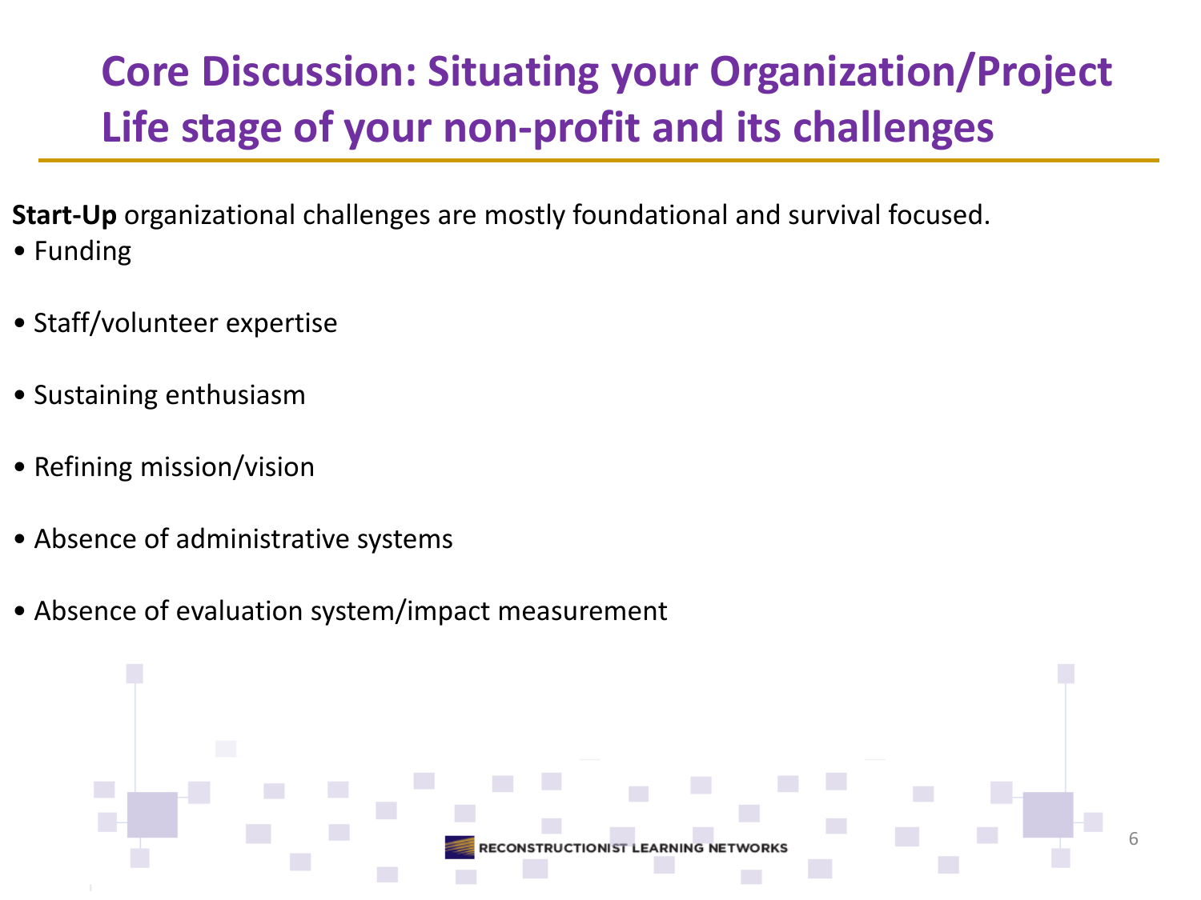# Core Discussion: Situating your Organization/Project Life stage of your non-profit and its challenges

**Start-Up** organizational challenges are mostly foundational and survival focused.

- Funding
- Staff/volunteer expertise
- Sustaining enthusiasm
- Refining mission/vision
- Absence of administrative systems
- Absence of evaluation system/impact measurement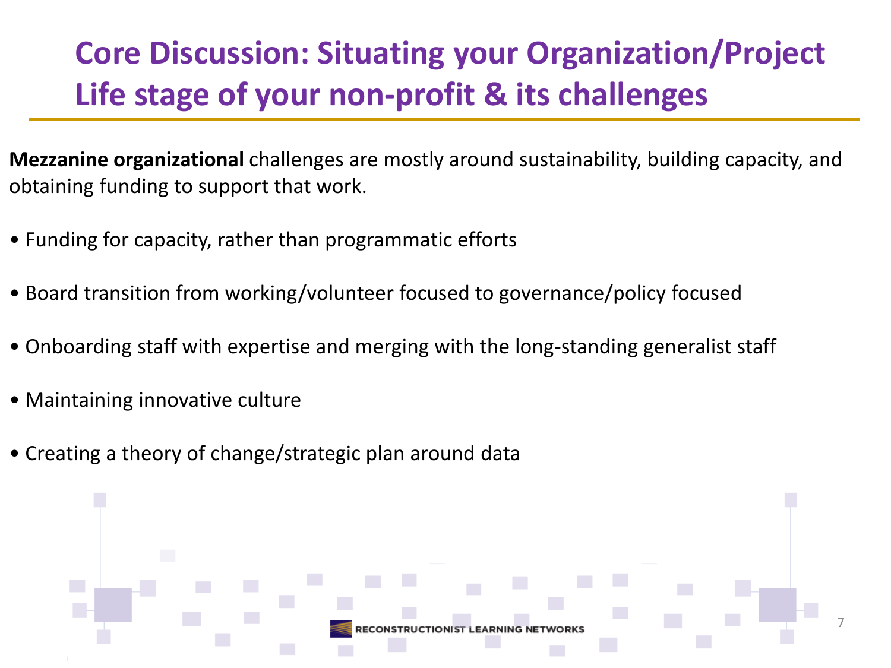# Core Discussion: Situating your Organization/Project Life stage of your non-profit & its challenges

**Mezzanine organizational** challenges are mostly around sustainability, building capacity, and obtaining funding to support that work.

- Funding for capacity, rather than programmatic efforts
- Board transition from working/volunteer focused to governance/policy focused
- Onboarding staff with expertise and merging with the long-standing generalist staff
- Maintaining innovative culture
- Creating a theory of change/strategic plan around data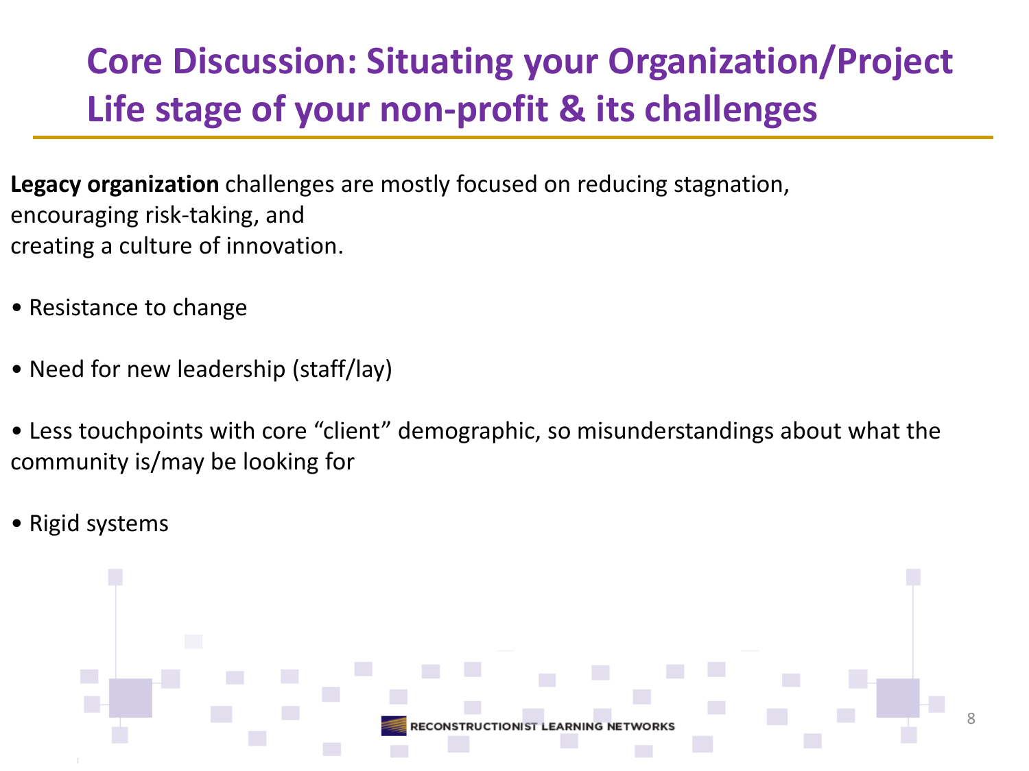# Core Discussion: Situating your Organization/Project
## Life stage of your non-profit & its challenges

**Legacy organization** challenges are mostly focused on reducing stagnation, encouraging risk-taking, and creating a culture of innovation.

- Resistance to change
- Need for new leadership (staff/lay)
- Less touchpoints with core "client" demographic, so misunderstandings about what the community is/may be looking for
- Rigid systems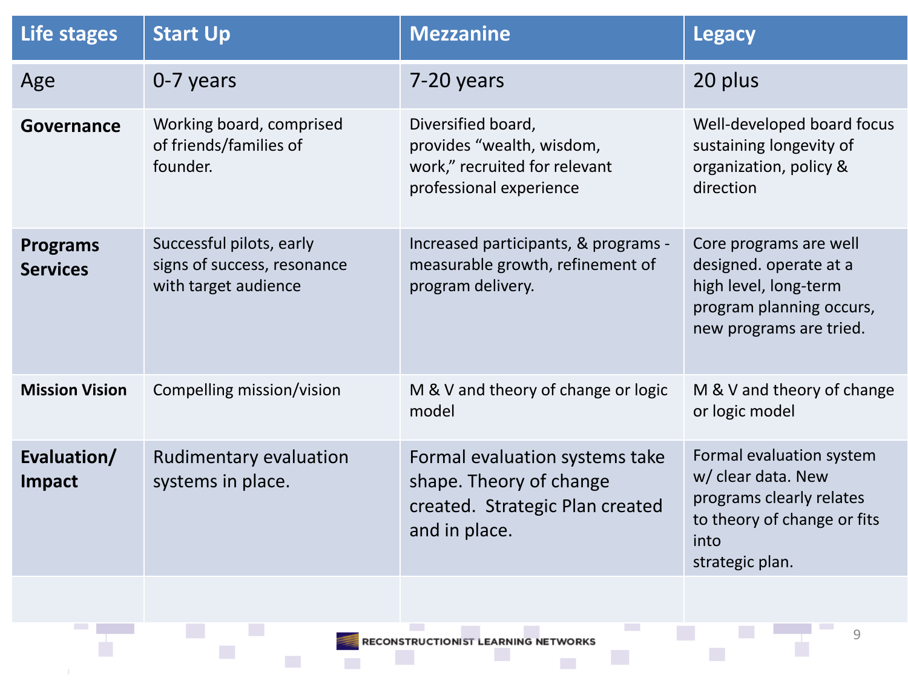| Life stages | Start Up | Mezzanine | Legacy |
|---|---|---|---|
| Age | 0-7 years | 7-20 years | 20 plus |
| **Governance** | Working board, comprised of friends/families of founder. | Diversified board, provides "wealth, wisdom, work," recruited for relevant professional experience | Well-developed board focus sustaining longevity of organization, policy & direction |
| **Programs Services** | Successful pilots, early signs of success, resonance with target audience | Increased participants, & programs - measurable growth, refinement of program delivery. | Core programs are well designed. operate at a high level, long-term program planning occurs, new programs are tried. |
| **Mission Vision** | Compelling mission/vision | M & V and theory of change or logic model | M & V and theory of change or logic model |
| **Evaluation/ Impact** | Rudimentary evaluation systems in place. | Formal evaluation systems take shape. Theory of change created. Strategic Plan created and in place. | Formal evaluation system w/ clear data. New programs clearly relates to theory of change or fits into strategic plan. |
| | | | |

RECONSTRUCTIONIST LEARNING NETWORKS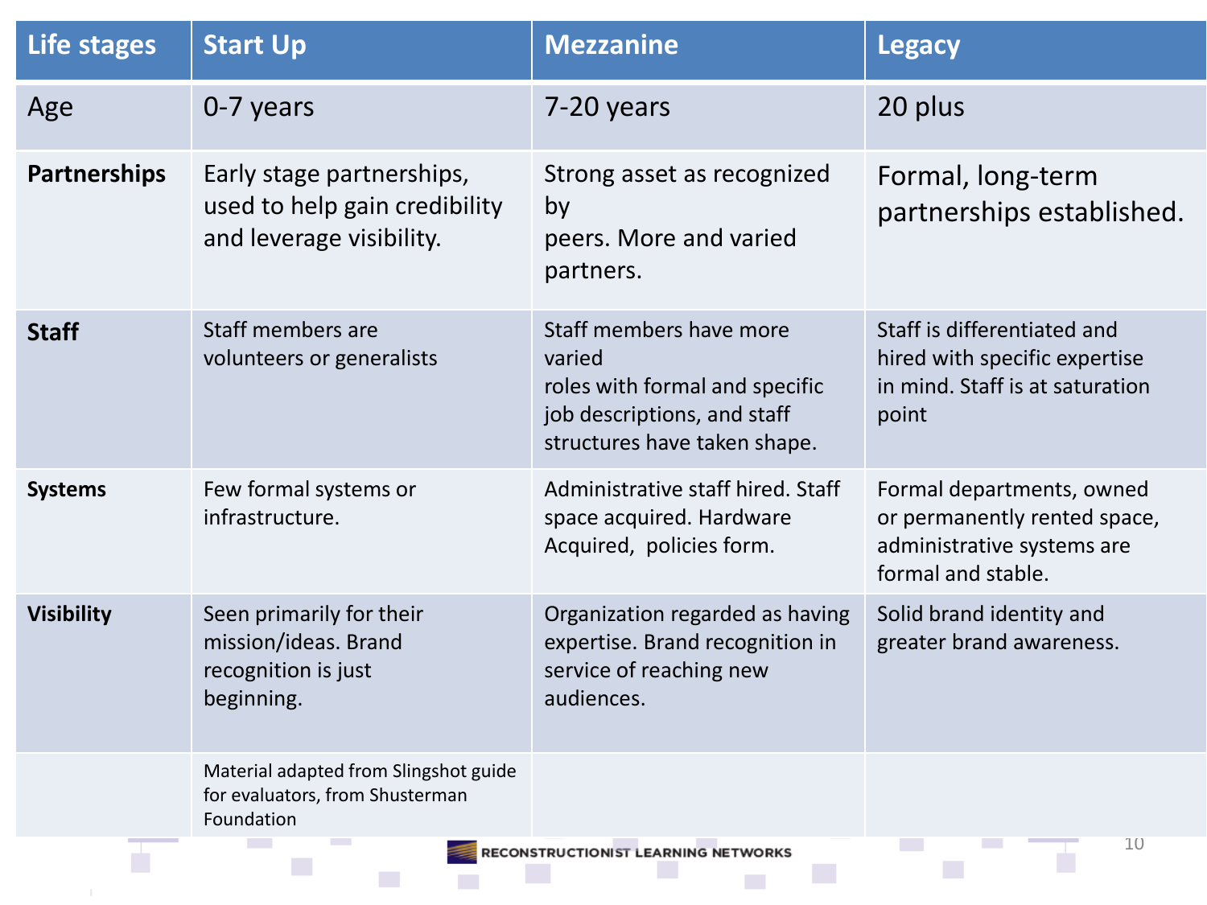| Life stages | Start Up | Mezzanine | Legacy |
| --- | --- | --- | --- |
| Age | 0-7 years | 7-20 years | 20 plus |
| **Partnerships** | Early stage partnerships, used to help gain credibility and leverage visibility. | Strong asset as recognized by peers. More and varied partners. | Formal, long-term partnerships established. |
| **Staff** | Staff members are volunteers or generalists | Staff members have more varied roles with formal and specific job descriptions, and staff structures have taken shape. | Staff is differentiated and hired with specific expertise in mind. Staff is at saturation point |
| **Systems** | Few formal systems or infrastructure. | Administrative staff hired. Staff space acquired. Hardware Acquired, policies form. | Formal departments, owned or permanently rented space, administrative systems are formal and stable. |
| **Visibility** | Seen primarily for their mission/ideas. Brand recognition is just beginning. | Organization regarded as having expertise. Brand recognition in service of reaching new audiences. | Solid brand identity and greater brand awareness. |
| | Material adapted from Slingshot guide for evaluators, from Shusterman Foundation | | |

RECONSTRUCTIONIST LEARNING NETWORKS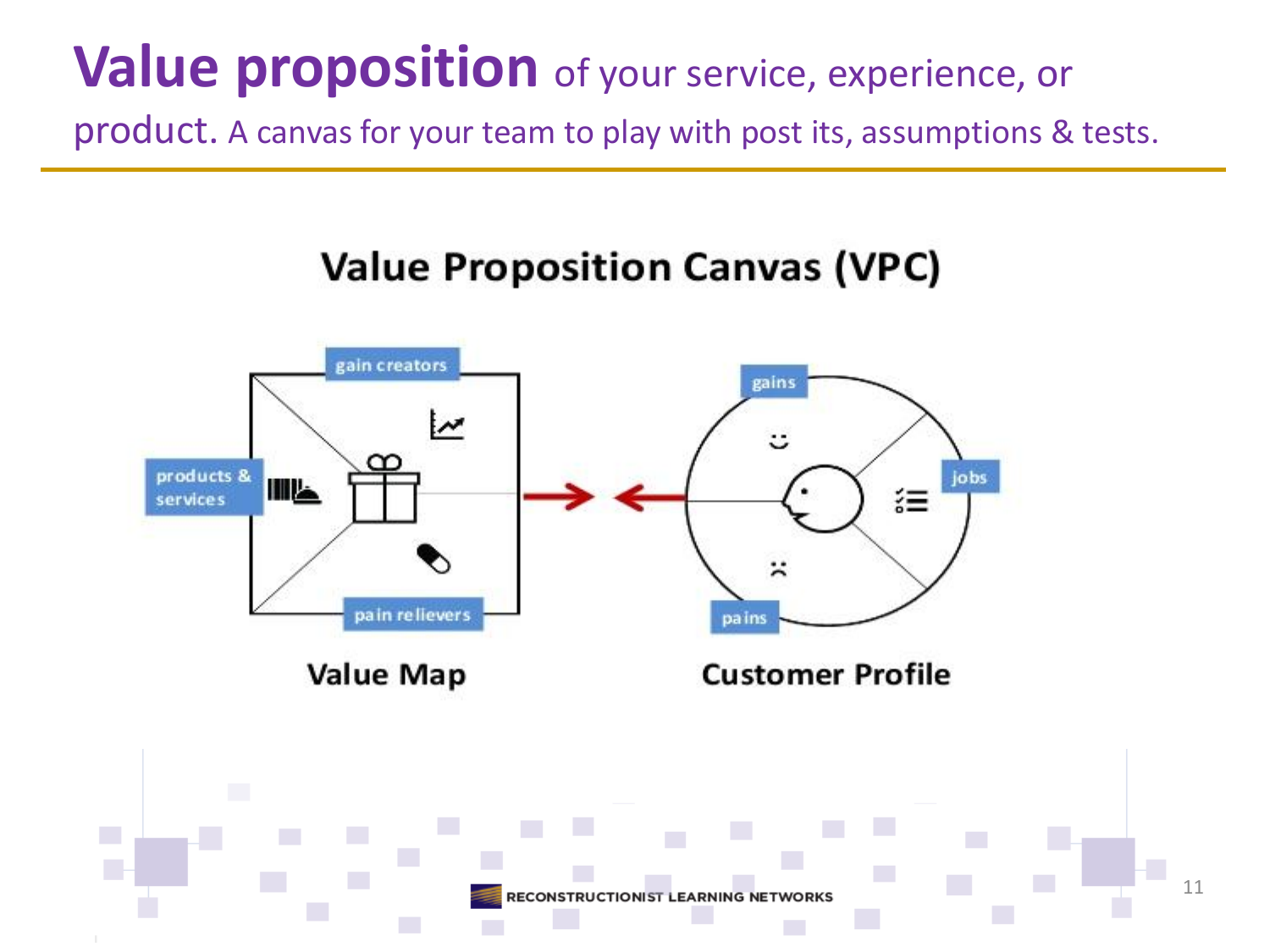# **Value proposition** of your service, experience, or product. A canvas for your team to play with post its, assumptions & tests.

## Value Proposition Canvas (VPC)

gain creators

products & services

pain relievers

gains

jobs

pains

Value Map

Customer Profile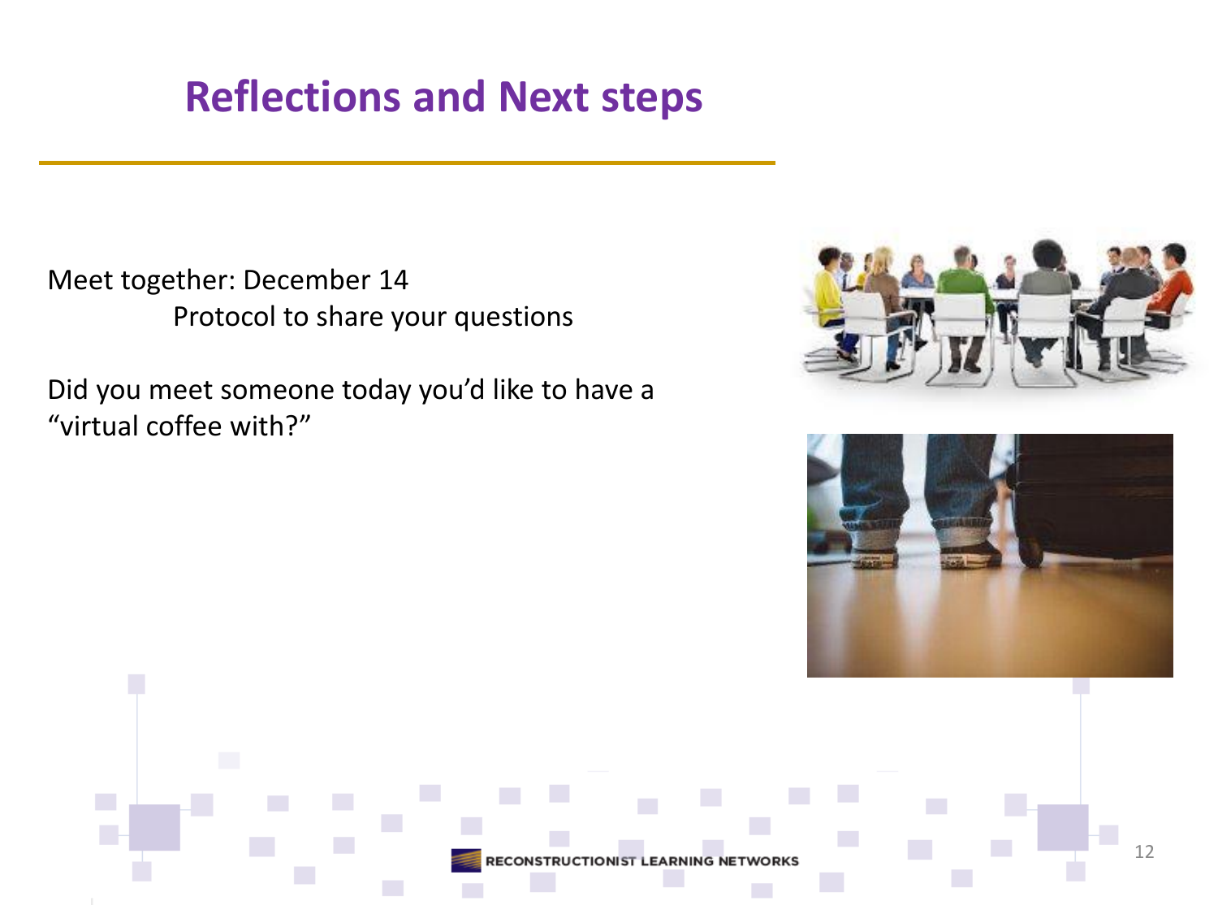# Reflections and Next steps

Meet together: December 14

Protocol to share your questions

Did you meet someone today you'd like to have a "virtual coffee with?"